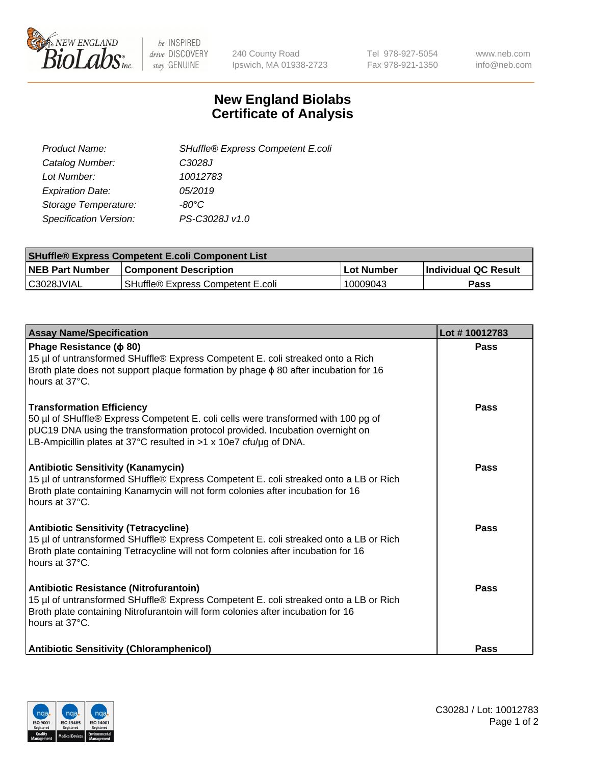240 County Road
Ipswich, MA 01938-2723

Tel 978-927-5054
Fax 978-921-1350

www.neb.com
info@neb.com

# New England Biolabs
# Certificate of Analysis

| | |
|---|---|
| *Product Name:* | *SHuffle® Express Competent E.coli* |
| *Catalog Number:* | *C3028J* |
| *Lot Number:* | *10012783* |
| *Expiration Date:* | *05/2019* |
| *Storage Temperature:* | *-80°C* |
| *Specification Version:* | *PS-C3028J v1.0* |

| SHuffle® Express Competent E.coli Component List | | | |
|---|---|---|---|
| **NEB Part Number** | **Component Description** | **Lot Number** | **Individual QC Result** |
| C3028JVIAL | SHuffle® Express Competent E.coli | 10009043 | **Pass** |

| Assay Name/Specification | Lot # 10012783 |
|---|---|
| **Phage Resistance (ϕ 80)**<br>15 µl of untransformed SHuffle® Express Competent E. coli streaked onto a Rich Broth plate does not support plaque formation by phage ϕ 80 after incubation for 16 hours at 37°C. | **Pass** |
| **Transformation Efficiency**<br>50 µl of SHuffle® Express Competent E. coli cells were transformed with 100 pg of pUC19 DNA using the transformation protocol provided. Incubation overnight on LB-Ampicillin plates at 37°C resulted in >1 x 10e7 cfu/µg of DNA. | **Pass** |
| **Antibiotic Sensitivity (Kanamycin)**<br>15 µl of untransformed SHuffle® Express Competent E. coli streaked onto a LB or Rich Broth plate containing Kanamycin will not form colonies after incubation for 16 hours at 37°C. | **Pass** |
| **Antibiotic Sensitivity (Tetracycline)**<br>15 µl of untransformed SHuffle® Express Competent E. coli streaked onto a LB or Rich Broth plate containing Tetracycline will not form colonies after incubation for 16 hours at 37°C. | **Pass** |
| **Antibiotic Resistance (Nitrofurantoin)**<br>15 µl of untransformed SHuffle® Express Competent E. coli streaked onto a LB or Rich Broth plate containing Nitrofurantoin will form colonies after incubation for 16 hours at 37°C. | **Pass** |
| **Antibiotic Sensitivity (Chloramphenicol)** | **Pass** |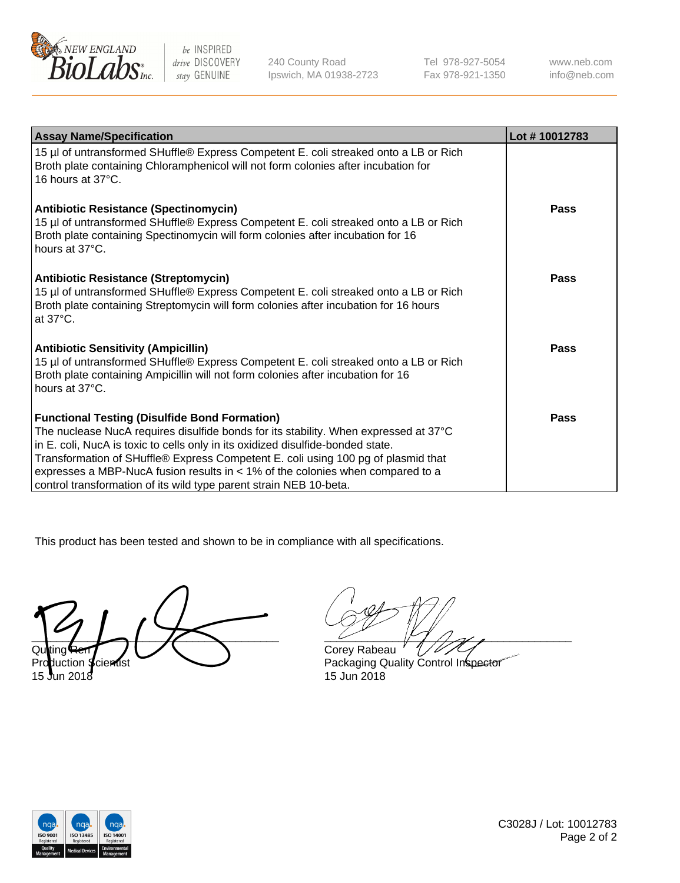| Assay Name/Specification | Lot # 10012783 |
|---|---|
| 15 µl of untransformed SHuffle® Express Competent E. coli streaked onto a LB or Rich Broth plate containing Chloramphenicol will not form colonies after incubation for 16 hours at 37°C. | |
| **Antibiotic Resistance (Spectinomycin)**<br>15 µl of untransformed SHuffle® Express Competent E. coli streaked onto a LB or Rich Broth plate containing Spectinomycin will form colonies after incubation for 16 hours at 37°C. | **Pass** |
| **Antibiotic Resistance (Streptomycin)**<br>15 µl of untransformed SHuffle® Express Competent E. coli streaked onto a LB or Rich Broth plate containing Streptomycin will form colonies after incubation for 16 hours at 37°C. | **Pass** |
| **Antibiotic Sensitivity (Ampicillin)**<br>15 µl of untransformed SHuffle® Express Competent E. coli streaked onto a LB or Rich Broth plate containing Ampicillin will not form colonies after incubation for 16 hours at 37°C. | **Pass** |
| **Functional Testing (Disulfide Bond Formation)**<br>The nuclease NucA requires disulfide bonds for its stability. When expressed at 37°C in E. coli, NucA is toxic to cells only in its oxidized disulfide-bonded state. Transformation of SHuffle® Express Competent E. coli using 100 pg of plasmid that expresses a MBP-NucA fusion results in < 1% of the colonies when compared to a control transformation of its wild type parent strain NEB 10-beta. | **Pass** |

This product has been tested and shown to be in compliance with all specifications.

Quiting Ren
Production Scientist
15 Jun 2018

Corey Rabeau
Packaging Quality Control Inspector
15 Jun 2018

C3028J / Lot: 10012783